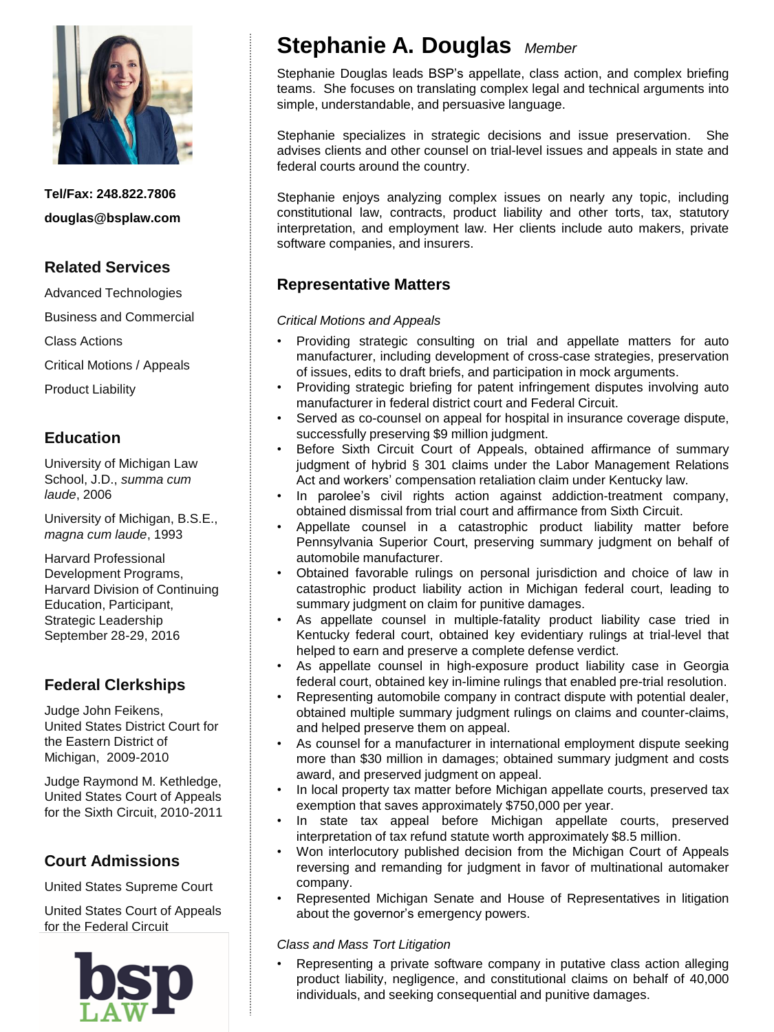# Stephanie A. Douglas *Member*

Stephanie Douglas leads BSP's appellate, class action, and complex briefing teams. She focuses on translating complex legal and technical arguments into simple, understandable, and persuasive language.

Stephanie specializes in strategic decisions and issue preservation. She advises clients and other counsel on trial-level issues and appeals in state and federal courts around the country.

Stephanie enjoys analyzing complex issues on nearly any topic, including constitutional law, contracts, product liability and other torts, tax, statutory interpretation, and employment law. Her clients include auto makers, private software companies, and insurers.

**Tel/Fax: 248.822.7806**

**douglas@bsplaw.com**

## Related Services

Advanced Technologies

Business and Commercial

Class Actions

Critical Motions / Appeals

Product Liability

## Education

University of Michigan Law School, J.D., *summa cum laude*, 2006

University of Michigan, B.S.E., *magna cum laude*, 1993

Harvard Professional Development Programs, Harvard Division of Continuing Education, Participant, Strategic Leadership September 28-29, 2016

## Federal Clerkships

Judge John Feikens, United States District Court for the Eastern District of Michigan, 2009-2010

Judge Raymond M. Kethledge, United States Court of Appeals for the Sixth Circuit, 2010-2011

## Court Admissions

United States Supreme Court

United States Court of Appeals for the Federal Circuit

## Representative Matters

*Critical Motions and Appeals*

- Providing strategic consulting on trial and appellate matters for auto manufacturer, including development of cross-case strategies, preservation of issues, edits to draft briefs, and participation in mock arguments.
- Providing strategic briefing for patent infringement disputes involving auto manufacturer in federal district court and Federal Circuit.
- Served as co-counsel on appeal for hospital in insurance coverage dispute, successfully preserving $9 million judgment.
- Before Sixth Circuit Court of Appeals, obtained affirmance of summary judgment of hybrid § 301 claims under the Labor Management Relations Act and workers' compensation retaliation claim under Kentucky law.
- In parolee's civil rights action against addiction-treatment company, obtained dismissal from trial court and affirmance from Sixth Circuit.
- Appellate counsel in a catastrophic product liability matter before Pennsylvania Superior Court, preserving summary judgment on behalf of automobile manufacturer.
- Obtained favorable rulings on personal jurisdiction and choice of law in catastrophic product liability action in Michigan federal court, leading to summary judgment on claim for punitive damages.
- As appellate counsel in multiple-fatality product liability case tried in Kentucky federal court, obtained key evidentiary rulings at trial-level that helped to earn and preserve a complete defense verdict.
- As appellate counsel in high-exposure product liability case in Georgia federal court, obtained key in-limine rulings that enabled pre-trial resolution.
- Representing automobile company in contract dispute with potential dealer, obtained multiple summary judgment rulings on claims and counter-claims, and helped preserve them on appeal.
- As counsel for a manufacturer in international employment dispute seeking more than $30 million in damages; obtained summary judgment and costs award, and preserved judgment on appeal.
- In local property tax matter before Michigan appellate courts, preserved tax exemption that saves approximately $750,000 per year.
- In state tax appeal before Michigan appellate courts, preserved interpretation of tax refund statute worth approximately $8.5 million.
- Won interlocutory published decision from the Michigan Court of Appeals reversing and remanding for judgment in favor of multinational automaker company.
- Represented Michigan Senate and House of Representatives in litigation about the governor's emergency powers.

*Class and Mass Tort Litigation*

- Representing a private software company in putative class action alleging product liability, negligence, and constitutional claims on behalf of 40,000 individuals, and seeking consequential and punitive damages.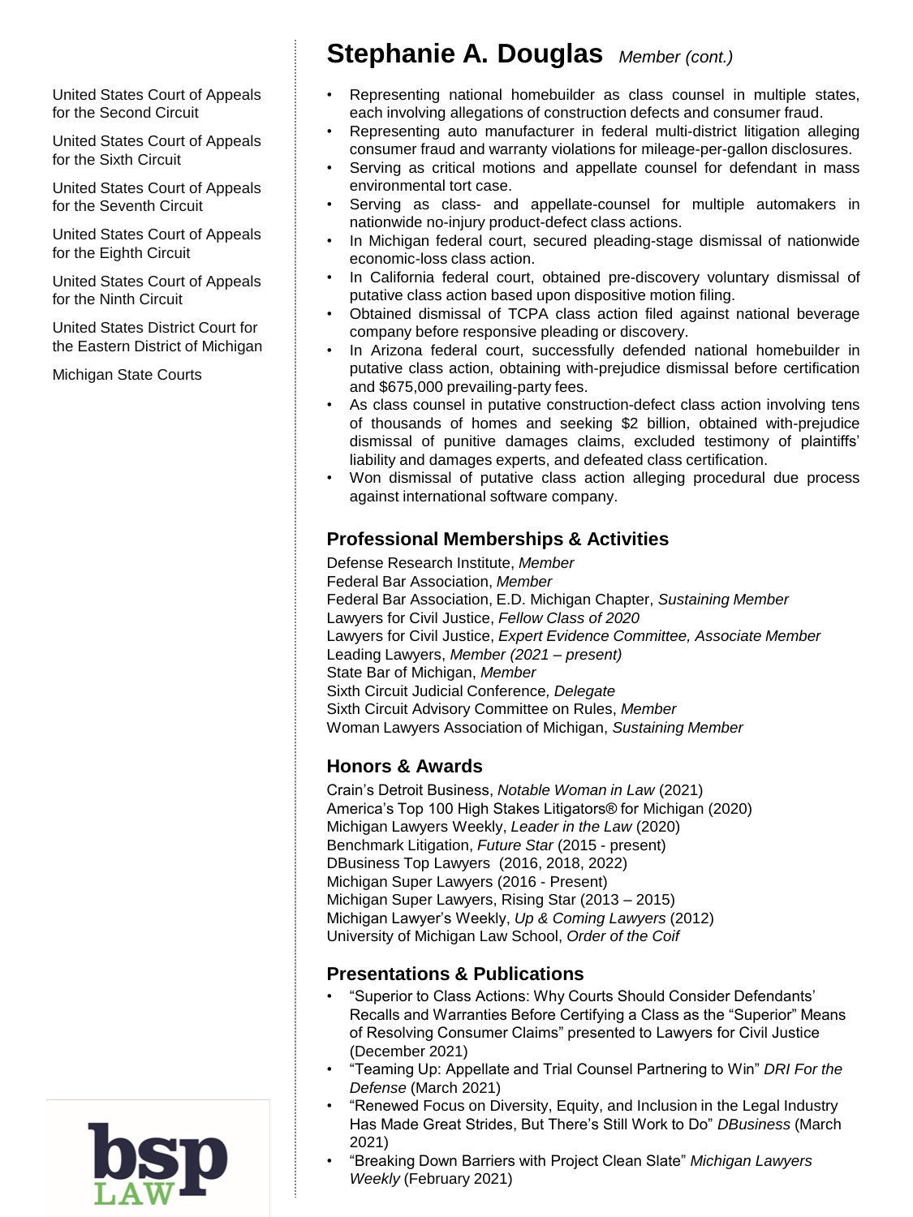United States Court of Appeals for the Second Circuit

United States Court of Appeals for the Sixth Circuit

United States Court of Appeals for the Seventh Circuit

United States Court of Appeals for the Eighth Circuit

United States Court of Appeals for the Ninth Circuit

United States District Court for the Eastern District of Michigan

Michigan State Courts

# Stephanie A. Douglas *Member (cont.)*

- Representing national homebuilder as class counsel in multiple states, each involving allegations of construction defects and consumer fraud.
- Representing auto manufacturer in federal multi-district litigation alleging consumer fraud and warranty violations for mileage-per-gallon disclosures.
- Serving as critical motions and appellate counsel for defendant in mass environmental tort case.
- Serving as class- and appellate-counsel for multiple automakers in nationwide no-injury product-defect class actions.
- In Michigan federal court, secured pleading-stage dismissal of nationwide economic-loss class action.
- In California federal court, obtained pre-discovery voluntary dismissal of putative class action based upon dispositive motion filing.
- Obtained dismissal of TCPA class action filed against national beverage company before responsive pleading or discovery.
- In Arizona federal court, successfully defended national homebuilder in putative class action, obtaining with-prejudice dismissal before certification and $675,000 prevailing-party fees.
- As class counsel in putative construction-defect class action involving tens of thousands of homes and seeking $2 billion, obtained with-prejudice dismissal of punitive damages claims, excluded testimony of plaintiffs' liability and damages experts, and defeated class certification.
- Won dismissal of putative class action alleging procedural due process against international software company.

## Professional Memberships & Activities

Defense Research Institute, *Member*
Federal Bar Association, *Member*
Federal Bar Association, E.D. Michigan Chapter, *Sustaining Member*
Lawyers for Civil Justice, *Fellow Class of 2020*
Lawyers for Civil Justice, *Expert Evidence Committee, Associate Member*
Leading Lawyers, *Member (2021 – present)*
State Bar of Michigan, *Member*
Sixth Circuit Judicial Conference*, Delegate*
Sixth Circuit Advisory Committee on Rules, *Member*
Woman Lawyers Association of Michigan, *Sustaining Member*

## Honors & Awards

Crain's Detroit Business, *Notable Woman in Law* (2021)
America's Top 100 High Stakes Litigators® for Michigan (2020)
Michigan Lawyers Weekly, *Leader in the Law* (2020)
Benchmark Litigation, *Future Star* (2015 - present)
DBusiness Top Lawyers (2016, 2018, 2022)
Michigan Super Lawyers (2016 - Present)
Michigan Super Lawyers, Rising Star (2013 – 2015)
Michigan Lawyer's Weekly, *Up & Coming Lawyers* (2012)
University of Michigan Law School, *Order of the Coif*

## Presentations & Publications

- "Superior to Class Actions: Why Courts Should Consider Defendants' Recalls and Warranties Before Certifying a Class as the "Superior" Means of Resolving Consumer Claims" presented to Lawyers for Civil Justice (December 2021)
- "Teaming Up: Appellate and Trial Counsel Partnering to Win" *DRI For the Defense* (March 2021)
- "Renewed Focus on Diversity, Equity, and Inclusion in the Legal Industry Has Made Great Strides, But There's Still Work to Do" *DBusiness* (March 2021)
- "Breaking Down Barriers with Project Clean Slate" *Michigan Lawyers Weekly* (February 2021)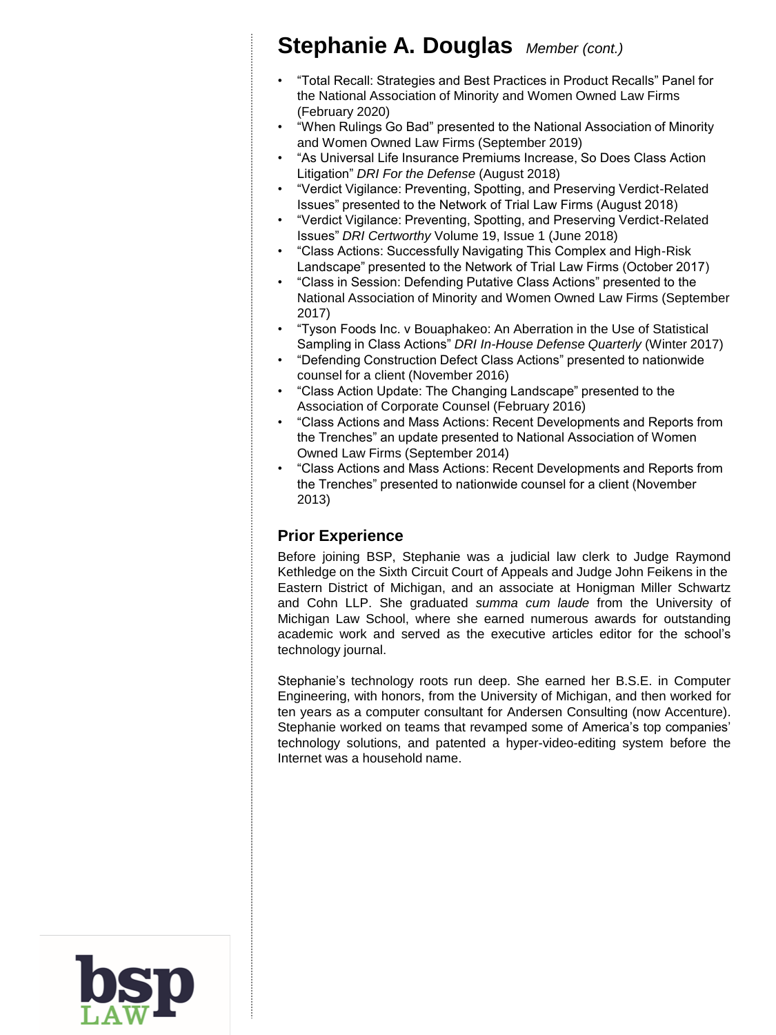# Stephanie A. Douglas *Member (cont.)*

- "Total Recall: Strategies and Best Practices in Product Recalls" Panel for the National Association of Minority and Women Owned Law Firms (February 2020)
- "When Rulings Go Bad" presented to the National Association of Minority and Women Owned Law Firms (September 2019)
- "As Universal Life Insurance Premiums Increase, So Does Class Action Litigation" *DRI For the Defense* (August 2018)
- "Verdict Vigilance: Preventing, Spotting, and Preserving Verdict-Related Issues" presented to the Network of Trial Law Firms (August 2018)
- "Verdict Vigilance: Preventing, Spotting, and Preserving Verdict-Related Issues" *DRI Certworthy* Volume 19, Issue 1 (June 2018)
- "Class Actions: Successfully Navigating This Complex and High-Risk Landscape" presented to the Network of Trial Law Firms (October 2017)
- "Class in Session: Defending Putative Class Actions" presented to the National Association of Minority and Women Owned Law Firms (September 2017)
- "Tyson Foods Inc. v Bouaphakeo: An Aberration in the Use of Statistical Sampling in Class Actions" *DRI In-House Defense Quarterly* (Winter 2017)
- "Defending Construction Defect Class Actions" presented to nationwide counsel for a client (November 2016)
- "Class Action Update: The Changing Landscape" presented to the Association of Corporate Counsel (February 2016)
- "Class Actions and Mass Actions: Recent Developments and Reports from the Trenches" an update presented to National Association of Women Owned Law Firms (September 2014)
- "Class Actions and Mass Actions: Recent Developments and Reports from the Trenches" presented to nationwide counsel for a client (November 2013)

## Prior Experience

Before joining BSP, Stephanie was a judicial law clerk to Judge Raymond Kethledge on the Sixth Circuit Court of Appeals and Judge John Feikens in the Eastern District of Michigan, and an associate at Honigman Miller Schwartz and Cohn LLP. She graduated *summa cum laude* from the University of Michigan Law School, where she earned numerous awards for outstanding academic work and served as the executive articles editor for the school's technology journal.

Stephanie's technology roots run deep. She earned her B.S.E. in Computer Engineering, with honors, from the University of Michigan, and then worked for ten years as a computer consultant for Andersen Consulting (now Accenture). Stephanie worked on teams that revamped some of America's top companies' technology solutions, and patented a hyper-video-editing system before the Internet was a household name.